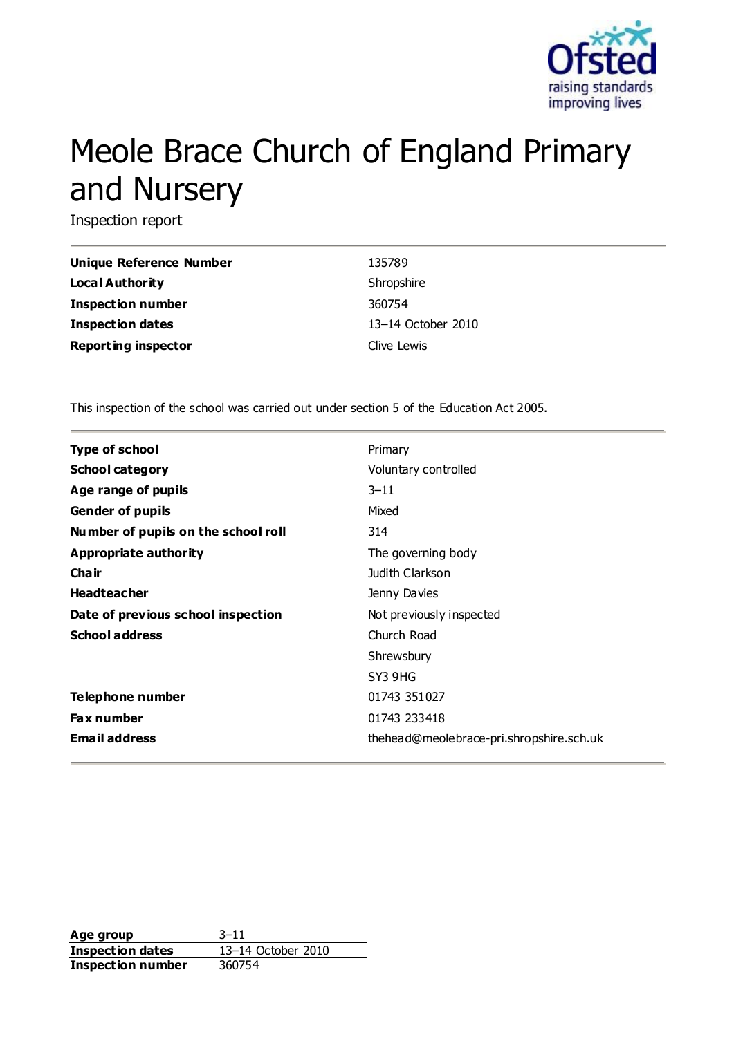# Meole Brace Church of England Primary and Nursery

Inspection report

| | |
|---|---|
| **Unique Reference Number** | 135789 |
| **Local Authority** | Shropshire |
| **Inspection number** | 360754 |
| **Inspection dates** | 13–14 October 2010 |
| **Reporting inspector** | Clive Lewis |

This inspection of the school was carried out under section 5 of the Education Act 2005.

| | |
|---|---|
| **Type of school** | Primary |
| **School category** | Voluntary controlled |
| **Age range of pupils** | 3–11 |
| **Gender of pupils** | Mixed |
| **Number of pupils on the school roll** | 314 |
| **Appropriate authority** | The governing body |
| **Chair** | Judith Clarkson |
| **Headteacher** | Jenny Davies |
| **Date of previous school inspection** | Not previously inspected |
| **School address** | Church Road<br>Shrewsbury<br>SY3 9HG |
| **Telephone number** | 01743 351027 |
| **Fax number** | 01743 233418 |
| **Email address** | thehead@meolebrace-pri.shropshire.sch.uk |

| | |
|---|---|
| **Age group** | 3–11 |
| **Inspection dates** | 13–14 October 2010 |
| **Inspection number** | 360754 |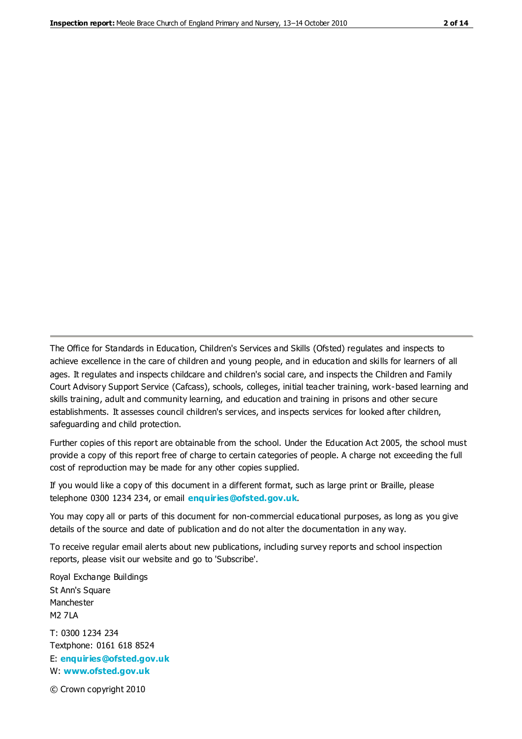The Office for Standards in Education, Children's Services and Skills (Ofsted) regulates and inspects to achieve excellence in the care of children and young people, and in education and skills for learners of all ages. It regulates and inspects childcare and children's social care, and inspects the Children and Family Court Advisory Support Service (Cafcass), schools, colleges, initial teacher training, work-based learning and skills training, adult and community learning, and education and training in prisons and other secure establishments. It assesses council children's services, and inspects services for looked after children, safeguarding and child protection.

Further copies of this report are obtainable from the school. Under the Education Act 2005, the school must provide a copy of this report free of charge to certain categories of people. A charge not exceeding the full cost of reproduction may be made for any other copies supplied.

If you would like a copy of this document in a different format, such as large print or Braille, please telephone 0300 1234 234, or email **enquiries@ofsted.gov.uk**.

You may copy all or parts of this document for non-commercial educational purposes, as long as you give details of the source and date of publication and do not alter the documentation in any way.

To receive regular email alerts about new publications, including survey reports and school inspection reports, please visit our website and go to 'Subscribe'.

Royal Exchange Buildings
St Ann's Square
Manchester
M2 7LA

T: 0300 1234 234
Textphone: 0161 618 8524
E: **enquiries@ofsted.gov.uk**
W: **www.ofsted.gov.uk**

© Crown copyright 2010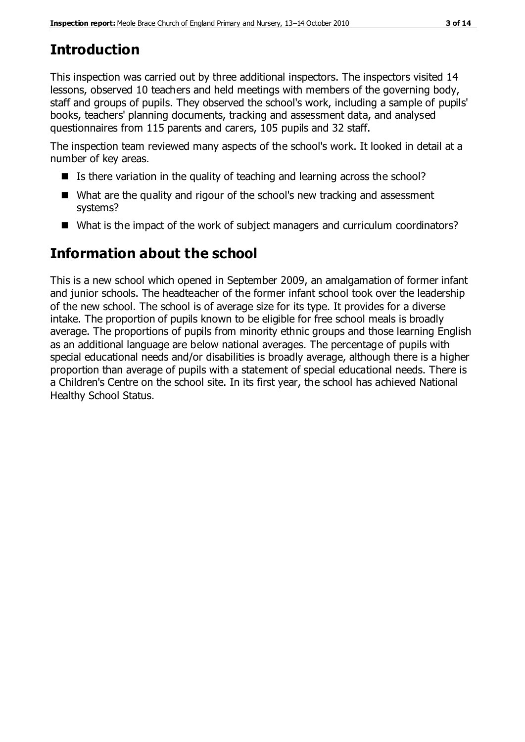## Introduction

This inspection was carried out by three additional inspectors. The inspectors visited 14 lessons, observed 10 teachers and held meetings with members of the governing body, staff and groups of pupils. They observed the school's work, including a sample of pupils' books, teachers' planning documents, tracking and assessment data, and analysed questionnaires from 115 parents and carers, 105 pupils and 32 staff.

The inspection team reviewed many aspects of the school's work. It looked in detail at a number of key areas.

- Is there variation in the quality of teaching and learning across the school?
- What are the quality and rigour of the school's new tracking and assessment systems?
- What is the impact of the work of subject managers and curriculum coordinators?

## Information about the school

This is a new school which opened in September 2009, an amalgamation of former infant and junior schools. The headteacher of the former infant school took over the leadership of the new school. The school is of average size for its type. It provides for a diverse intake. The proportion of pupils known to be eligible for free school meals is broadly average. The proportions of pupils from minority ethnic groups and those learning English as an additional language are below national averages. The percentage of pupils with special educational needs and/or disabilities is broadly average, although there is a higher proportion than average of pupils with a statement of special educational needs. There is a Children's Centre on the school site. In its first year, the school has achieved National Healthy School Status.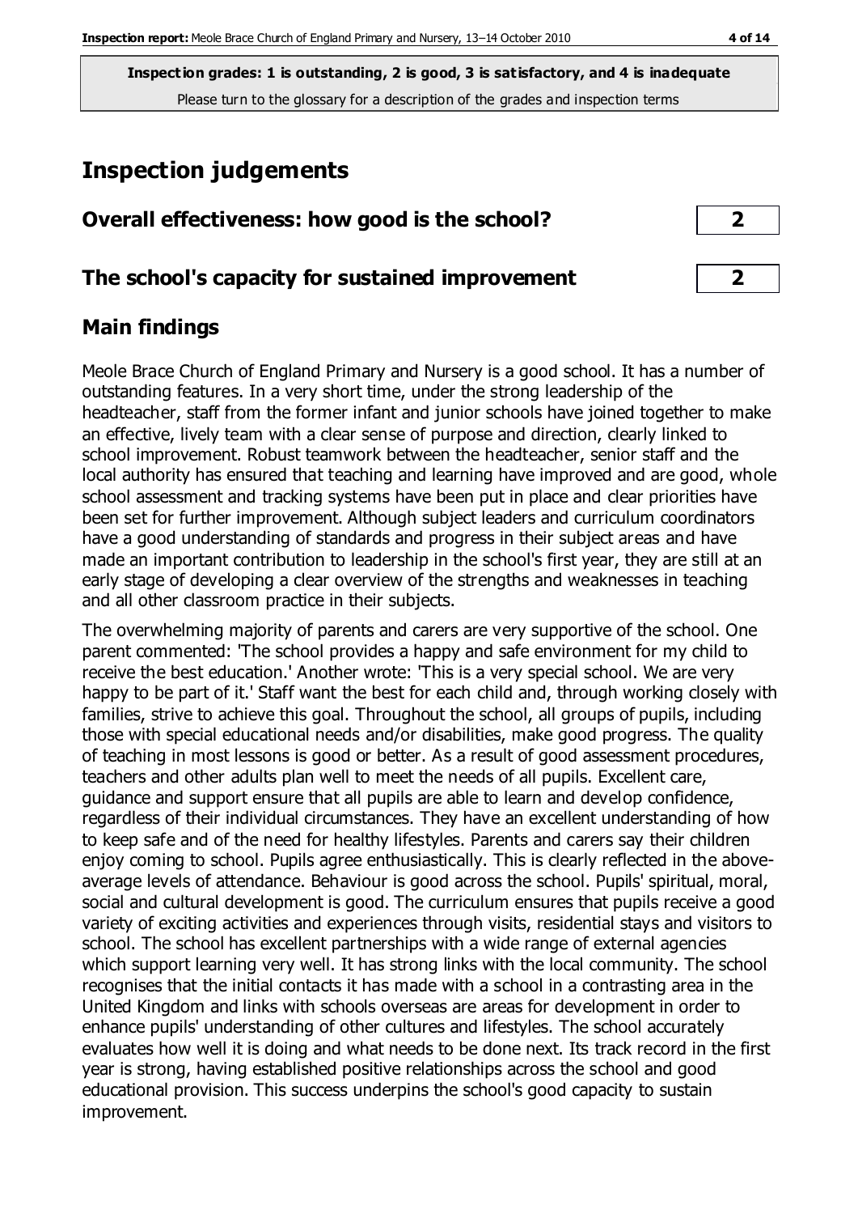**Inspection grades: 1 is outstanding, 2 is good, 3 is satisfactory, and 4 is inadequate**
Please turn to the glossary for a description of the grades and inspection terms

# Inspection judgements

| Overall effectiveness: how good is the school? | 2 |
| --- | --- |
| The school's capacity for sustained improvement | 2 |

## Main findings

Meole Brace Church of England Primary and Nursery is a good school. It has a number of outstanding features. In a very short time, under the strong leadership of the headteacher, staff from the former infant and junior schools have joined together to make an effective, lively team with a clear sense of purpose and direction, clearly linked to school improvement. Robust teamwork between the headteacher, senior staff and the local authority has ensured that teaching and learning have improved and are good, whole school assessment and tracking systems have been put in place and clear priorities have been set for further improvement. Although subject leaders and curriculum coordinators have a good understanding of standards and progress in their subject areas and have made an important contribution to leadership in the school's first year, they are still at an early stage of developing a clear overview of the strengths and weaknesses in teaching and all other classroom practice in their subjects.

The overwhelming majority of parents and carers are very supportive of the school. One parent commented: 'The school provides a happy and safe environment for my child to receive the best education.' Another wrote: 'This is a very special school. We are very happy to be part of it.' Staff want the best for each child and, through working closely with families, strive to achieve this goal. Throughout the school, all groups of pupils, including those with special educational needs and/or disabilities, make good progress. The quality of teaching in most lessons is good or better. As a result of good assessment procedures, teachers and other adults plan well to meet the needs of all pupils. Excellent care, guidance and support ensure that all pupils are able to learn and develop confidence, regardless of their individual circumstances. They have an excellent understanding of how to keep safe and of the need for healthy lifestyles. Parents and carers say their children enjoy coming to school. Pupils agree enthusiastically. This is clearly reflected in the above-average levels of attendance. Behaviour is good across the school. Pupils' spiritual, moral, social and cultural development is good. The curriculum ensures that pupils receive a good variety of exciting activities and experiences through visits, residential stays and visitors to school. The school has excellent partnerships with a wide range of external agencies which support learning very well. It has strong links with the local community. The school recognises that the initial contacts it has made with a school in a contrasting area in the United Kingdom and links with schools overseas are areas for development in order to enhance pupils' understanding of other cultures and lifestyles. The school accurately evaluates how well it is doing and what needs to be done next. Its track record in the first year is strong, having established positive relationships across the school and good educational provision. This success underpins the school's good capacity to sustain improvement.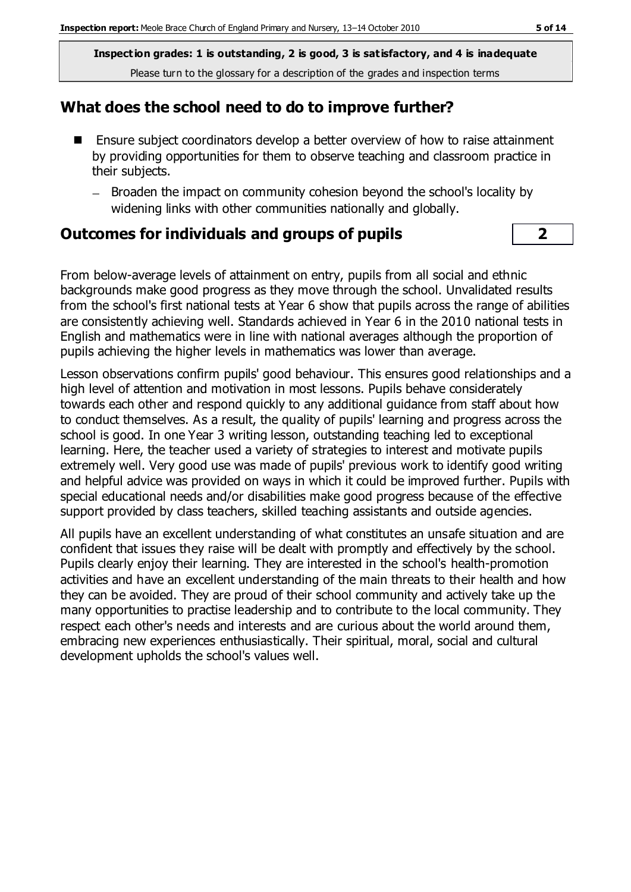**Inspection grades: 1 is outstanding, 2 is good, 3 is satisfactory, and 4 is inadequate**
Please turn to the glossary for a description of the grades and inspection terms

## What does the school need to do to improve further?

- Ensure subject coordinators develop a better overview of how to raise attainment by providing opportunities for them to observe teaching and classroom practice in their subjects.
  - Broaden the impact on community cohesion beyond the school's locality by widening links with other communities nationally and globally.

## Outcomes for individuals and groups of pupils **2**

From below-average levels of attainment on entry, pupils from all social and ethnic backgrounds make good progress as they move through the school. Unvalidated results from the school's first national tests at Year 6 show that pupils across the range of abilities are consistently achieving well. Standards achieved in Year 6 in the 2010 national tests in English and mathematics were in line with national averages although the proportion of pupils achieving the higher levels in mathematics was lower than average.

Lesson observations confirm pupils' good behaviour. This ensures good relationships and a high level of attention and motivation in most lessons. Pupils behave considerately towards each other and respond quickly to any additional guidance from staff about how to conduct themselves. As a result, the quality of pupils' learning and progress across the school is good. In one Year 3 writing lesson, outstanding teaching led to exceptional learning. Here, the teacher used a variety of strategies to interest and motivate pupils extremely well. Very good use was made of pupils' previous work to identify good writing and helpful advice was provided on ways in which it could be improved further. Pupils with special educational needs and/or disabilities make good progress because of the effective support provided by class teachers, skilled teaching assistants and outside agencies.

All pupils have an excellent understanding of what constitutes an unsafe situation and are confident that issues they raise will be dealt with promptly and effectively by the school. Pupils clearly enjoy their learning. They are interested in the school's health-promotion activities and have an excellent understanding of the main threats to their health and how they can be avoided. They are proud of their school community and actively take up the many opportunities to practise leadership and to contribute to the local community. They respect each other's needs and interests and are curious about the world around them, embracing new experiences enthusiastically. Their spiritual, moral, social and cultural development upholds the school's values well.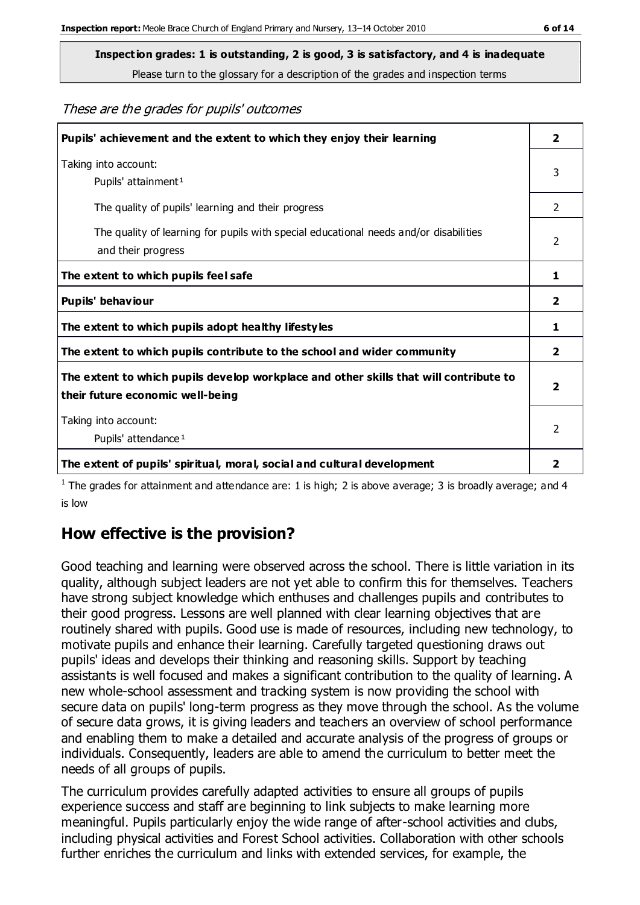**Inspection grades: 1 is outstanding, 2 is good, 3 is satisfactory, and 4 is inadequate**
Please turn to the glossary for a description of the grades and inspection terms

*These are the grades for pupils' outcomes*

| | |
|---|---|
| **Pupils' achievement and the extent to which they enjoy their learning** | **2** |
| Taking into account:<br>Pupils' attainment[1] | 3 |
| The quality of pupils' learning and their progress | 2 |
| The quality of learning for pupils with special educational needs and/or disabilities and their progress | 2 |
| **The extent to which pupils feel safe** | **1** |
| **Pupils' behaviour** | **2** |
| **The extent to which pupils adopt healthy lifestyles** | **1** |
| **The extent to which pupils contribute to the school and wider community** | **2** |
| **The extent to which pupils develop workplace and other skills that will contribute to their future economic well-being** | **2** |
| Taking into account:<br>Pupils' attendance[1] | 2 |
| **The extent of pupils' spiritual, moral, social and cultural development** | **2** |

[1] The grades for attainment and attendance are: 1 is high; 2 is above average; 3 is broadly average; and 4 is low

## How effective is the provision?

Good teaching and learning were observed across the school. There is little variation in its quality, although subject leaders are not yet able to confirm this for themselves. Teachers have strong subject knowledge which enthuses and challenges pupils and contributes to their good progress. Lessons are well planned with clear learning objectives that are routinely shared with pupils. Good use is made of resources, including new technology, to motivate pupils and enhance their learning. Carefully targeted questioning draws out pupils' ideas and develops their thinking and reasoning skills. Support by teaching assistants is well focused and makes a significant contribution to the quality of learning. A new whole-school assessment and tracking system is now providing the school with secure data on pupils' long-term progress as they move through the school. As the volume of secure data grows, it is giving leaders and teachers an overview of school performance and enabling them to make a detailed and accurate analysis of the progress of groups or individuals. Consequently, leaders are able to amend the curriculum to better meet the needs of all groups of pupils.

The curriculum provides carefully adapted activities to ensure all groups of pupils experience success and staff are beginning to link subjects to make learning more meaningful. Pupils particularly enjoy the wide range of after-school activities and clubs, including physical activities and Forest School activities. Collaboration with other schools further enriches the curriculum and links with extended services, for example, the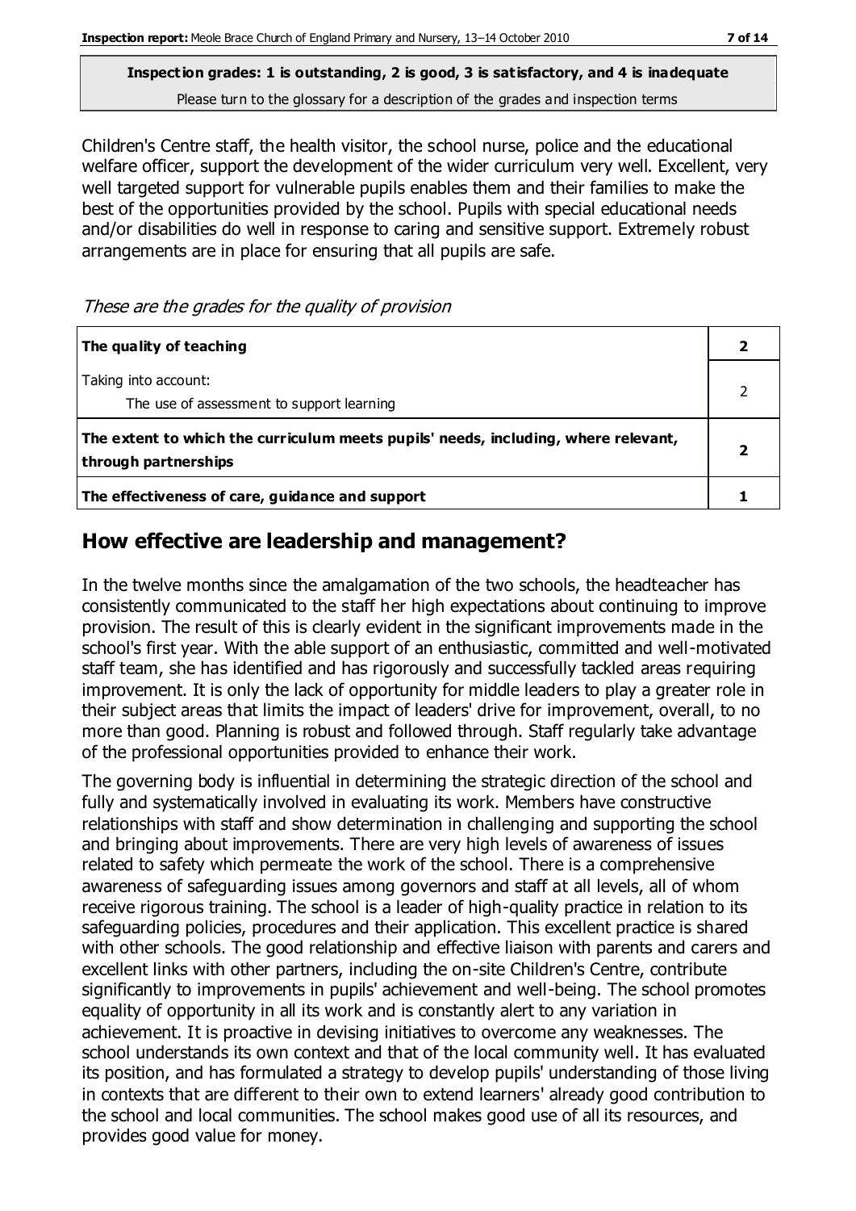**Inspection grades: 1 is outstanding, 2 is good, 3 is satisfactory, and 4 is inadequate**
Please turn to the glossary for a description of the grades and inspection terms

Children's Centre staff, the health visitor, the school nurse, police and the educational welfare officer, support the development of the wider curriculum very well. Excellent, very well targeted support for vulnerable pupils enables them and their families to make the best of the opportunities provided by the school. Pupils with special educational needs and/or disabilities do well in response to caring and sensitive support. Extremely robust arrangements are in place for ensuring that all pupils are safe.

*These are the grades for the quality of provision*

| | |
|---|---|
| **The quality of teaching** | **2** |
| Taking into account:<br>The use of assessment to support learning | 2 |
| **The extent to which the curriculum meets pupils' needs, including, where relevant, through partnerships** | **2** |
| **The effectiveness of care, guidance and support** | **1** |

## How effective are leadership and management?

In the twelve months since the amalgamation of the two schools, the headteacher has consistently communicated to the staff her high expectations about continuing to improve provision. The result of this is clearly evident in the significant improvements made in the school's first year. With the able support of an enthusiastic, committed and well-motivated staff team, she has identified and has rigorously and successfully tackled areas requiring improvement. It is only the lack of opportunity for middle leaders to play a greater role in their subject areas that limits the impact of leaders' drive for improvement, overall, to no more than good. Planning is robust and followed through. Staff regularly take advantage of the professional opportunities provided to enhance their work.

The governing body is influential in determining the strategic direction of the school and fully and systematically involved in evaluating its work. Members have constructive relationships with staff and show determination in challenging and supporting the school and bringing about improvements. There are very high levels of awareness of issues related to safety which permeate the work of the school. There is a comprehensive awareness of safeguarding issues among governors and staff at all levels, all of whom receive rigorous training. The school is a leader of high-quality practice in relation to its safeguarding policies, procedures and their application. This excellent practice is shared with other schools. The good relationship and effective liaison with parents and carers and excellent links with other partners, including the on-site Children's Centre, contribute significantly to improvements in pupils' achievement and well-being. The school promotes equality of opportunity in all its work and is constantly alert to any variation in achievement. It is proactive in devising initiatives to overcome any weaknesses. The school understands its own context and that of the local community well. It has evaluated its position, and has formulated a strategy to develop pupils' understanding of those living in contexts that are different to their own to extend learners' already good contribution to the school and local communities. The school makes good use of all its resources, and provides good value for money.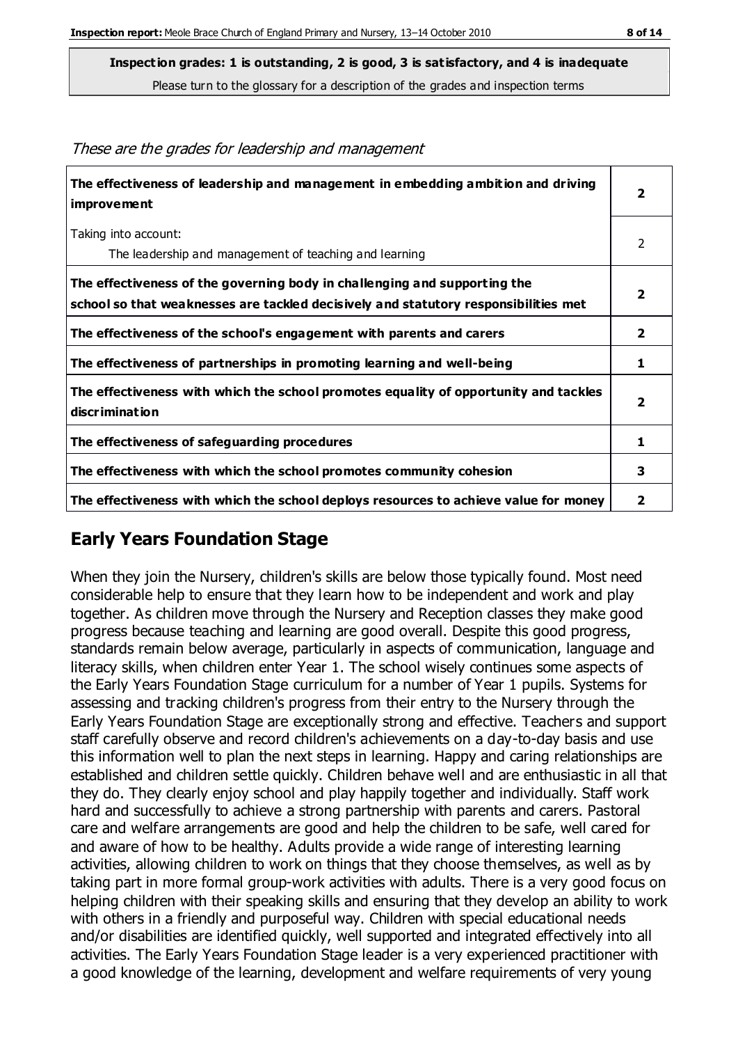**Inspection grades: 1 is outstanding, 2 is good, 3 is satisfactory, and 4 is inadequate**

Please turn to the glossary for a description of the grades and inspection terms

*These are the grades for leadership and management*

| | |
|---|---|
| **The effectiveness of leadership and management in embedding ambition and driving improvement** | **2** |
| Taking into account: The leadership and management of teaching and learning | 2 |
| **The effectiveness of the governing body in challenging and supporting the school so that weaknesses are tackled decisively and statutory responsibilities met** | **2** |
| **The effectiveness of the school's engagement with parents and carers** | **2** |
| **The effectiveness of partnerships in promoting learning and well-being** | **1** |
| **The effectiveness with which the school promotes equality of opportunity and tackles discrimination** | **2** |
| **The effectiveness of safeguarding procedures** | **1** |
| **The effectiveness with which the school promotes community cohesion** | **3** |
| **The effectiveness with which the school deploys resources to achieve value for money** | **2** |

## Early Years Foundation Stage

When they join the Nursery, children's skills are below those typically found. Most need considerable help to ensure that they learn how to be independent and work and play together. As children move through the Nursery and Reception classes they make good progress because teaching and learning are good overall. Despite this good progress, standards remain below average, particularly in aspects of communication, language and literacy skills, when children enter Year 1. The school wisely continues some aspects of the Early Years Foundation Stage curriculum for a number of Year 1 pupils. Systems for assessing and tracking children's progress from their entry to the Nursery through the Early Years Foundation Stage are exceptionally strong and effective. Teachers and support staff carefully observe and record children's achievements on a day-to-day basis and use this information well to plan the next steps in learning. Happy and caring relationships are established and children settle quickly. Children behave well and are enthusiastic in all that they do. They clearly enjoy school and play happily together and individually. Staff work hard and successfully to achieve a strong partnership with parents and carers. Pastoral care and welfare arrangements are good and help the children to be safe, well cared for and aware of how to be healthy. Adults provide a wide range of interesting learning activities, allowing children to work on things that they choose themselves, as well as by taking part in more formal group-work activities with adults. There is a very good focus on helping children with their speaking skills and ensuring that they develop an ability to work with others in a friendly and purposeful way. Children with special educational needs and/or disabilities are identified quickly, well supported and integrated effectively into all activities. The Early Years Foundation Stage leader is a very experienced practitioner with a good knowledge of the learning, development and welfare requirements of very young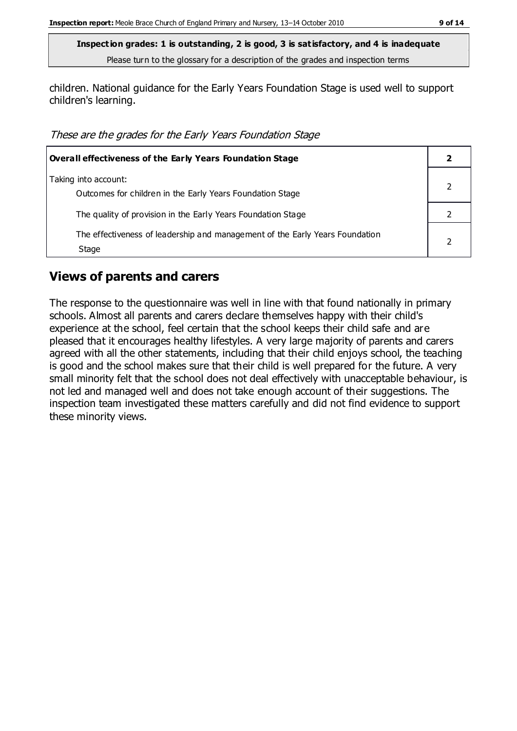**Inspection grades: 1 is outstanding, 2 is good, 3 is satisfactory, and 4 is inadequate**
Please turn to the glossary for a description of the grades and inspection terms

children. National guidance for the Early Years Foundation Stage is used well to support children's learning.

*These are the grades for the Early Years Foundation Stage*

| **Overall effectiveness of the Early Years Foundation Stage** | **2** |
|---|---|
| Taking into account: Outcomes for children in the Early Years Foundation Stage | 2 |
| The quality of provision in the Early Years Foundation Stage | 2 |
| The effectiveness of leadership and management of the Early Years Foundation Stage | 2 |

## Views of parents and carers

The response to the questionnaire was well in line with that found nationally in primary schools. Almost all parents and carers declare themselves happy with their child's experience at the school, feel certain that the school keeps their child safe and are pleased that it encourages healthy lifestyles. A very large majority of parents and carers agreed with all the other statements, including that their child enjoys school, the teaching is good and the school makes sure that their child is well prepared for the future. A very small minority felt that the school does not deal effectively with unacceptable behaviour, is not led and managed well and does not take enough account of their suggestions. The inspection team investigated these matters carefully and did not find evidence to support these minority views.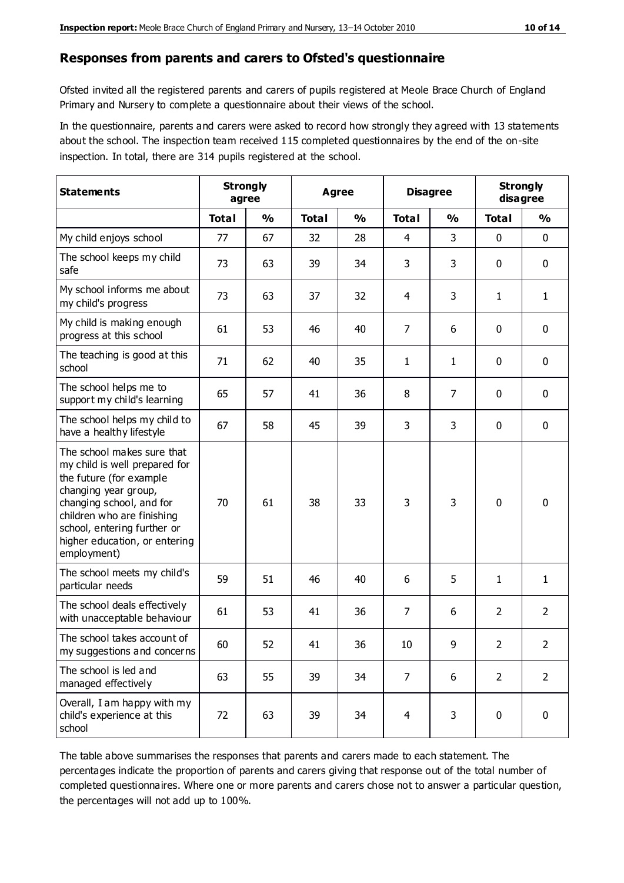## Responses from parents and carers to Ofsted's questionnaire

Ofsted invited all the registered parents and carers of pupils registered at Meole Brace Church of England Primary and Nursery to complete a questionnaire about their views of the school.

In the questionnaire, parents and carers were asked to record how strongly they agreed with 13 statements about the school. The inspection team received 115 completed questionnaires by the end of the on-site inspection. In total, there are 314 pupils registered at the school.

| Statements | Strongly agree | | Agree | | Disagree | | Strongly disagree | |
|---|---|---|---|---|---|---|---|---|
| | Total | % | Total | % | Total | % | Total | % |
| My child enjoys school | 77 | 67 | 32 | 28 | 4 | 3 | 0 | 0 |
| The school keeps my child safe | 73 | 63 | 39 | 34 | 3 | 3 | 0 | 0 |
| My school informs me about my child's progress | 73 | 63 | 37 | 32 | 4 | 3 | 1 | 1 |
| My child is making enough progress at this school | 61 | 53 | 46 | 40 | 7 | 6 | 0 | 0 |
| The teaching is good at this school | 71 | 62 | 40 | 35 | 1 | 1 | 0 | 0 |
| The school helps me to support my child's learning | 65 | 57 | 41 | 36 | 8 | 7 | 0 | 0 |
| The school helps my child to have a healthy lifestyle | 67 | 58 | 45 | 39 | 3 | 3 | 0 | 0 |
| The school makes sure that my child is well prepared for the future (for example changing year group, changing school, and for children who are finishing school, entering further or higher education, or entering employment) | 70 | 61 | 38 | 33 | 3 | 3 | 0 | 0 |
| The school meets my child's particular needs | 59 | 51 | 46 | 40 | 6 | 5 | 1 | 1 |
| The school deals effectively with unacceptable behaviour | 61 | 53 | 41 | 36 | 7 | 6 | 2 | 2 |
| The school takes account of my suggestions and concerns | 60 | 52 | 41 | 36 | 10 | 9 | 2 | 2 |
| The school is led and managed effectively | 63 | 55 | 39 | 34 | 7 | 6 | 2 | 2 |
| Overall, I am happy with my child's experience at this school | 72 | 63 | 39 | 34 | 4 | 3 | 0 | 0 |

The table above summarises the responses that parents and carers made to each statement. The percentages indicate the proportion of parents and carers giving that response out of the total number of completed questionnaires. Where one or more parents and carers chose not to answer a particular question, the percentages will not add up to 100%.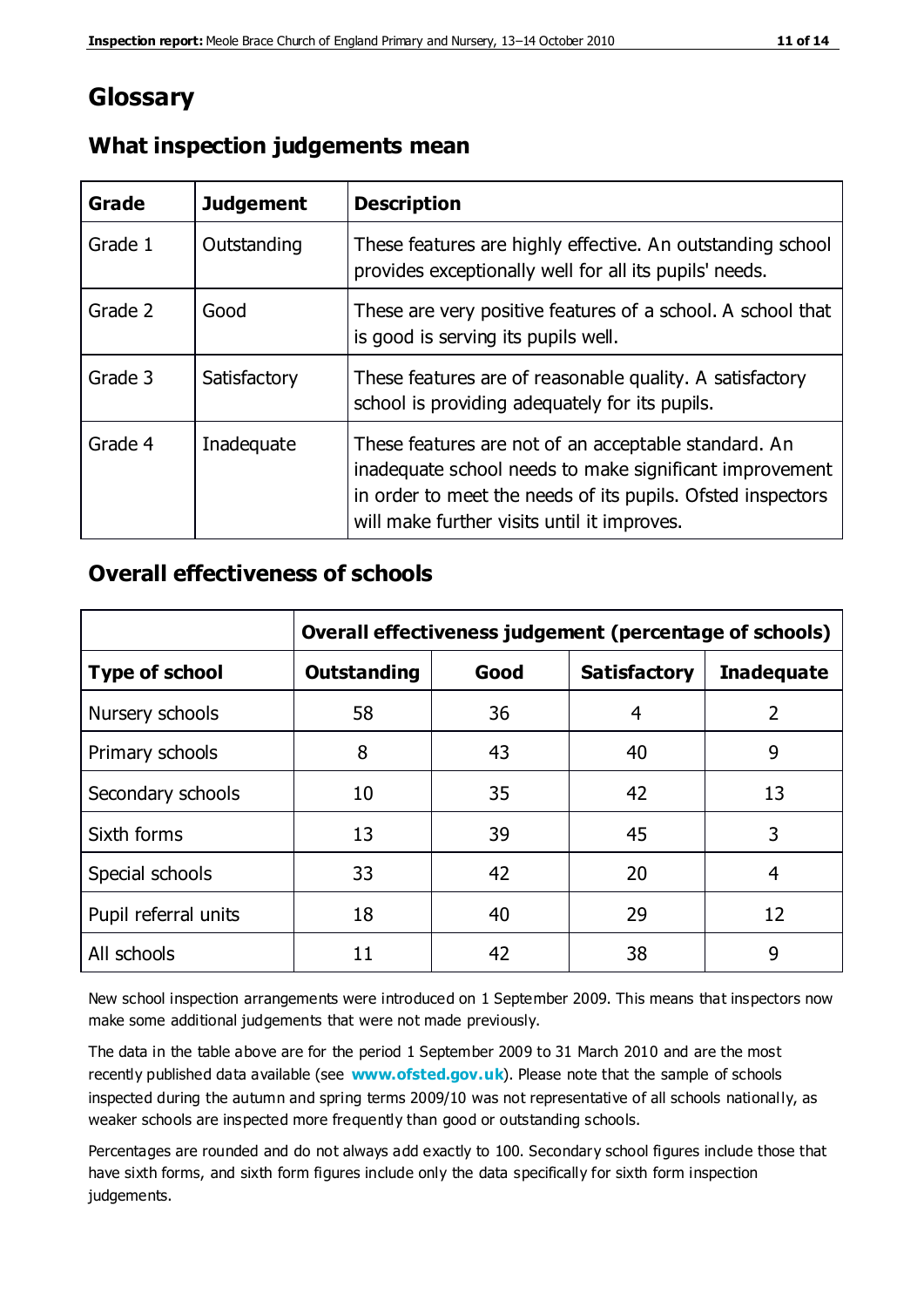# Glossary

## What inspection judgements mean

| Grade | Judgement | Description |
|---|---|---|
| Grade 1 | Outstanding | These features are highly effective. An outstanding school provides exceptionally well for all its pupils' needs. |
| Grade 2 | Good | These are very positive features of a school. A school that is good is serving its pupils well. |
| Grade 3 | Satisfactory | These features are of reasonable quality. A satisfactory school is providing adequately for its pupils. |
| Grade 4 | Inadequate | These features are not of an acceptable standard. An inadequate school needs to make significant improvement in order to meet the needs of its pupils. Ofsted inspectors will make further visits until it improves. |

## Overall effectiveness of schools

| | Overall effectiveness judgement (percentage of schools) | | | |
|---|---|---|---|---|
| **Type of school** | **Outstanding** | **Good** | **Satisfactory** | **Inadequate** |
| Nursery schools | 58 | 36 | 4 | 2 |
| Primary schools | 8 | 43 | 40 | 9 |
| Secondary schools | 10 | 35 | 42 | 13 |
| Sixth forms | 13 | 39 | 45 | 3 |
| Special schools | 33 | 42 | 20 | 4 |
| Pupil referral units | 18 | 40 | 29 | 12 |
| All schools | 11 | 42 | 38 | 9 |

New school inspection arrangements were introduced on 1 September 2009. This means that inspectors now make some additional judgements that were not made previously.

The data in the table above are for the period 1 September 2009 to 31 March 2010 and are the most recently published data available (see **www.ofsted.gov.uk**). Please note that the sample of schools inspected during the autumn and spring terms 2009/10 was not representative of all schools nationally, as weaker schools are inspected more frequently than good or outstanding schools.

Percentages are rounded and do not always add exactly to 100. Secondary school figures include those that have sixth forms, and sixth form figures include only the data specifically for sixth form inspection judgements.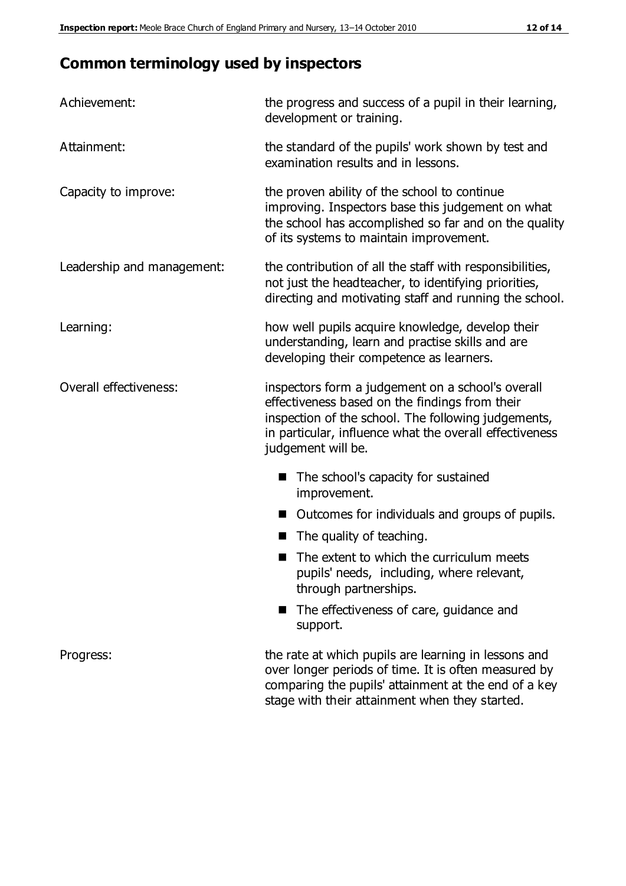## Common terminology used by inspectors

Achievement: the progress and success of a pupil in their learning, development or training.

Attainment: the standard of the pupils' work shown by test and examination results and in lessons.

Capacity to improve: the proven ability of the school to continue improving. Inspectors base this judgement on what the school has accomplished so far and on the quality of its systems to maintain improvement.

Leadership and management: the contribution of all the staff with responsibilities, not just the headteacher, to identifying priorities, directing and motivating staff and running the school.

Learning: how well pupils acquire knowledge, develop their understanding, learn and practise skills and are developing their competence as learners.

Overall effectiveness: inspectors form a judgement on a school's overall effectiveness based on the findings from their inspection of the school. The following judgements, in particular, influence what the overall effectiveness judgement will be.

- The school's capacity for sustained improvement.
- Outcomes for individuals and groups of pupils.
- The quality of teaching.
- The extent to which the curriculum meets pupils' needs, including, where relevant, through partnerships.
- The effectiveness of care, guidance and support.

Progress: the rate at which pupils are learning in lessons and over longer periods of time. It is often measured by comparing the pupils' attainment at the end of a key stage with their attainment when they started.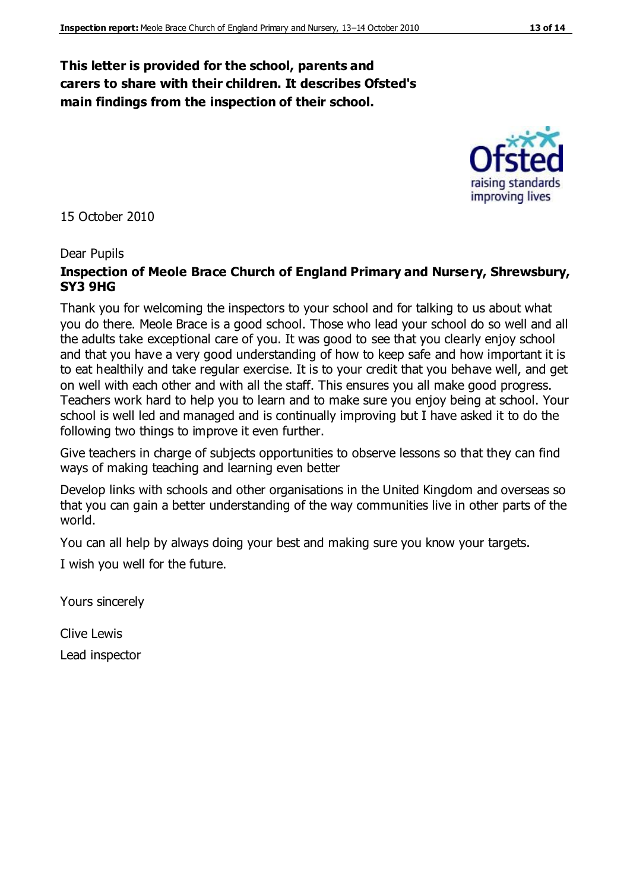**This letter is provided for the school, parents and carers to share with their children. It describes Ofsted's main findings from the inspection of their school.**

15 October 2010

Dear Pupils

**Inspection of Meole Brace Church of England Primary and Nursery, Shrewsbury, SY3 9HG**

Thank you for welcoming the inspectors to your school and for talking to us about what you do there. Meole Brace is a good school. Those who lead your school do so well and all the adults take exceptional care of you. It was good to see that you clearly enjoy school and that you have a very good understanding of how to keep safe and how important it is to eat healthily and take regular exercise. It is to your credit that you behave well, and get on well with each other and with all the staff. This ensures you all make good progress. Teachers work hard to help you to learn and to make sure you enjoy being at school. Your school is well led and managed and is continually improving but I have asked it to do the following two things to improve it even further.

Give teachers in charge of subjects opportunities to observe lessons so that they can find ways of making teaching and learning even better

Develop links with schools and other organisations in the United Kingdom and overseas so that you can gain a better understanding of the way communities live in other parts of the world.

You can all help by always doing your best and making sure you know your targets.

I wish you well for the future.

Yours sincerely

Clive Lewis

Lead inspector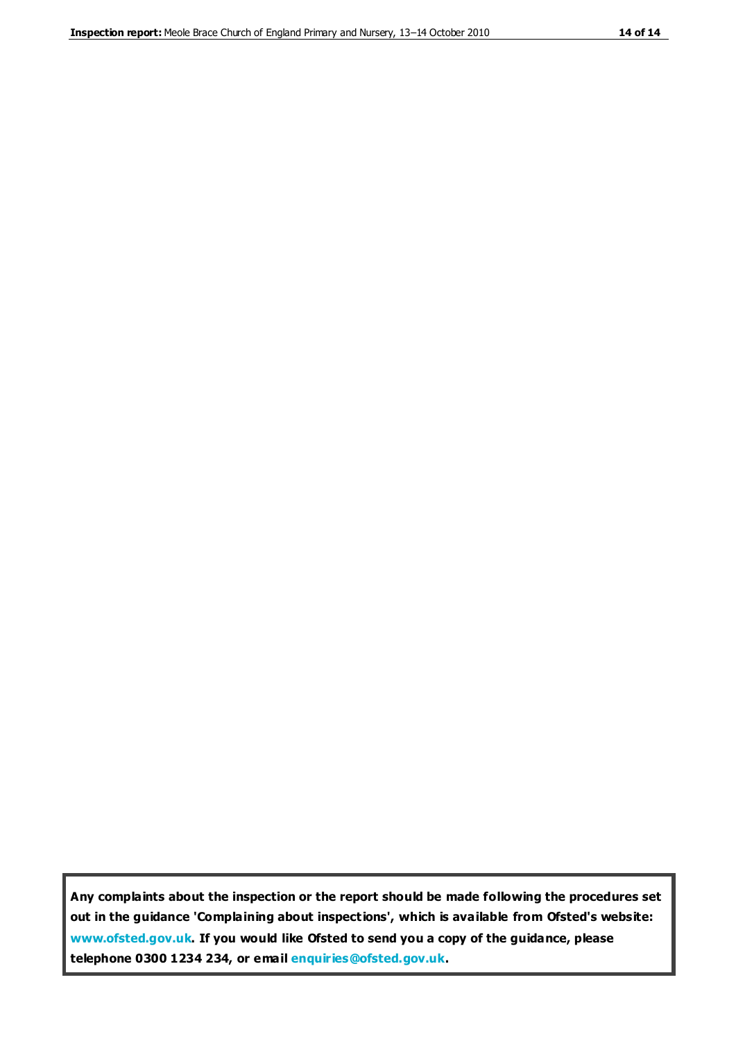**Any complaints about the inspection or the report should be made following the procedures set out in the guidance 'Complaining about inspections', which is available from Ofsted's website: www.ofsted.gov.uk. If you would like Ofsted to send you a copy of the guidance, please telephone 0300 1234 234, or email enquiries@ofsted.gov.uk.**